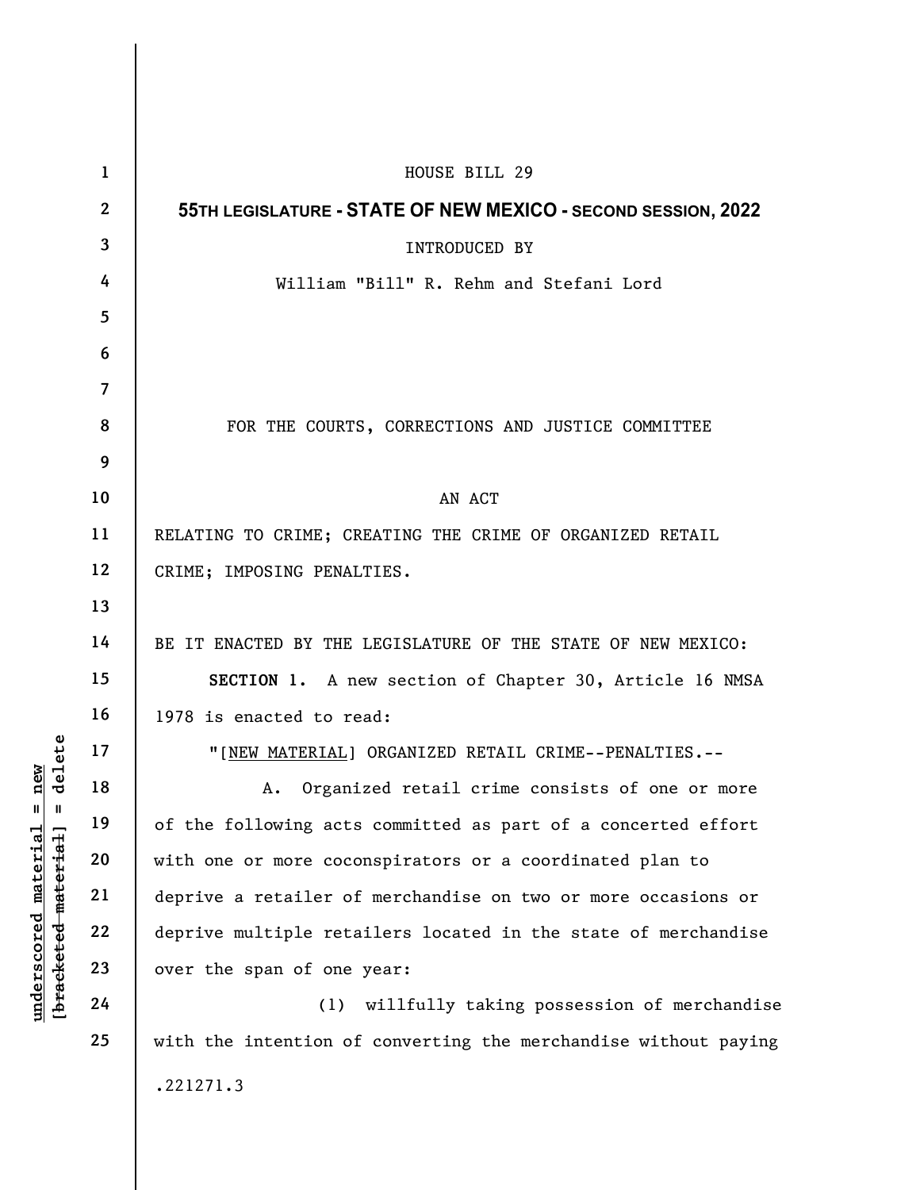HOUSE BILL 29

**55TH LEGISLATURE - STATE OF NEW MEXICO - SECOND SESSION, 2022**

INTRODUCED BY

William "Bill" R. Rehm and Stefani Lord

FOR THE COURTS, CORRECTIONS AND JUSTICE COMMITTEE

AN ACT

RELATING TO CRIME; CREATING THE CRIME OF ORGANIZED RETAIL CRIME; IMPOSING PENALTIES.

BE IT ENACTED BY THE LEGISLATURE OF THE STATE OF NEW MEXICO:

**SECTION 1.** A new section of Chapter 30, Article 16 NMSA 1978 is enacted to read:

"[<u>NEW MATERIAL</u>] ORGANIZED RETAIL CRIME--PENALTIES.--

A. Organized retail crime consists of one or more of the following acts committed as part of a concerted effort with one or more coconspirators or a coordinated plan to deprive a retailer of merchandise on two or more occasions or deprive multiple retailers located in the state of merchandise over the span of one year:

(1) willfully taking possession of merchandise with the intention of converting the merchandise without paying

.221271.3

underscored material = new
[bracketed material] = delete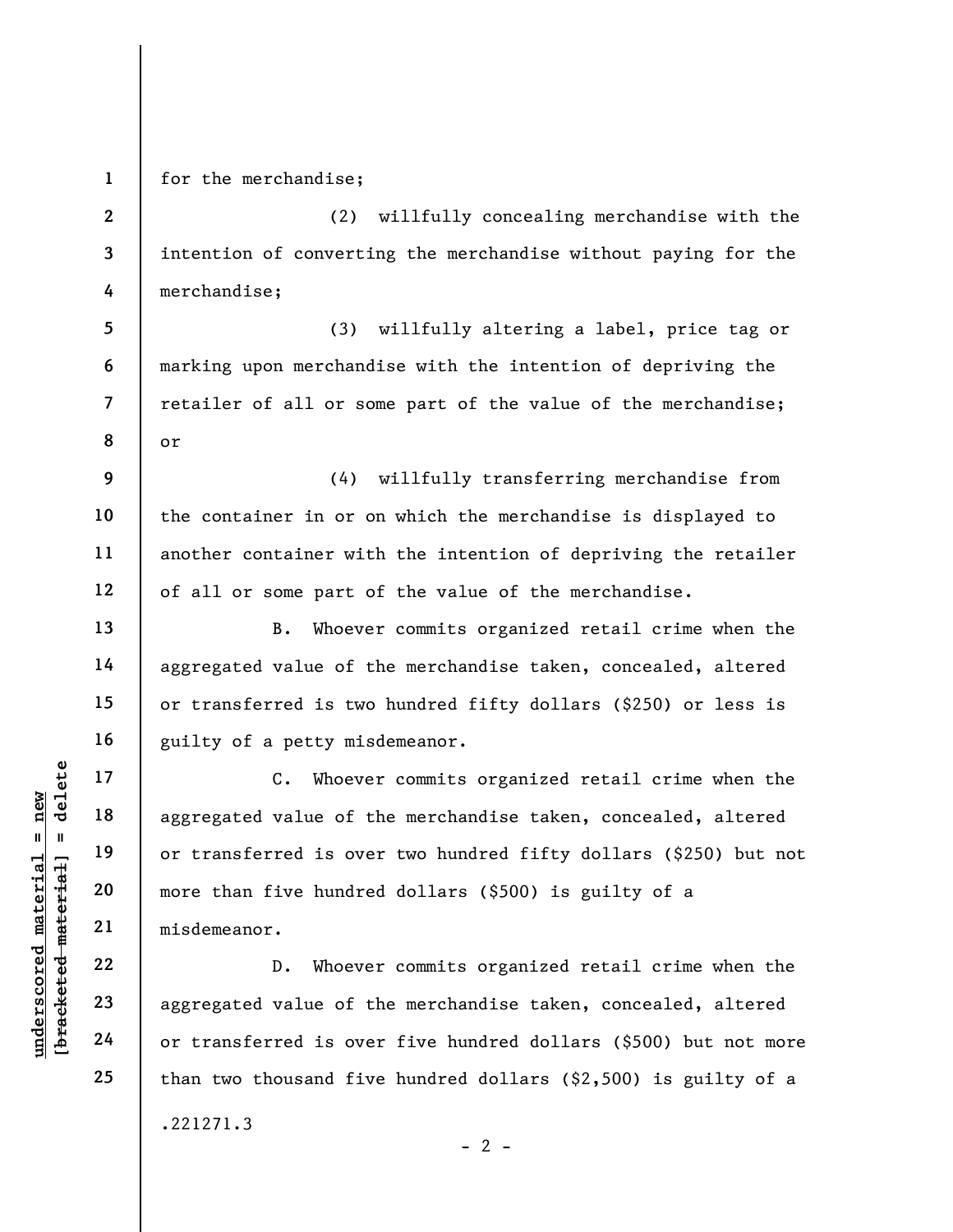for the merchandise;

(2) willfully concealing merchandise with the intention of converting the merchandise without paying for the merchandise;

(3) willfully altering a label, price tag or marking upon merchandise with the intention of depriving the retailer of all or some part of the value of the merchandise; or

(4) willfully transferring merchandise from the container in or on which the merchandise is displayed to another container with the intention of depriving the retailer of all or some part of the value of the merchandise.

B. Whoever commits organized retail crime when the aggregated value of the merchandise taken, concealed, altered or transferred is two hundred fifty dollars ($250) or less is guilty of a petty misdemeanor.

C. Whoever commits organized retail crime when the aggregated value of the merchandise taken, concealed, altered or transferred is over two hundred fifty dollars ($250) but not more than five hundred dollars ($500) is guilty of a misdemeanor.

D. Whoever commits organized retail crime when the aggregated value of the merchandise taken, concealed, altered or transferred is over five hundred dollars ($500) but not more than two thousand five hundred dollars ($2,500) is guilty of a

.221271.3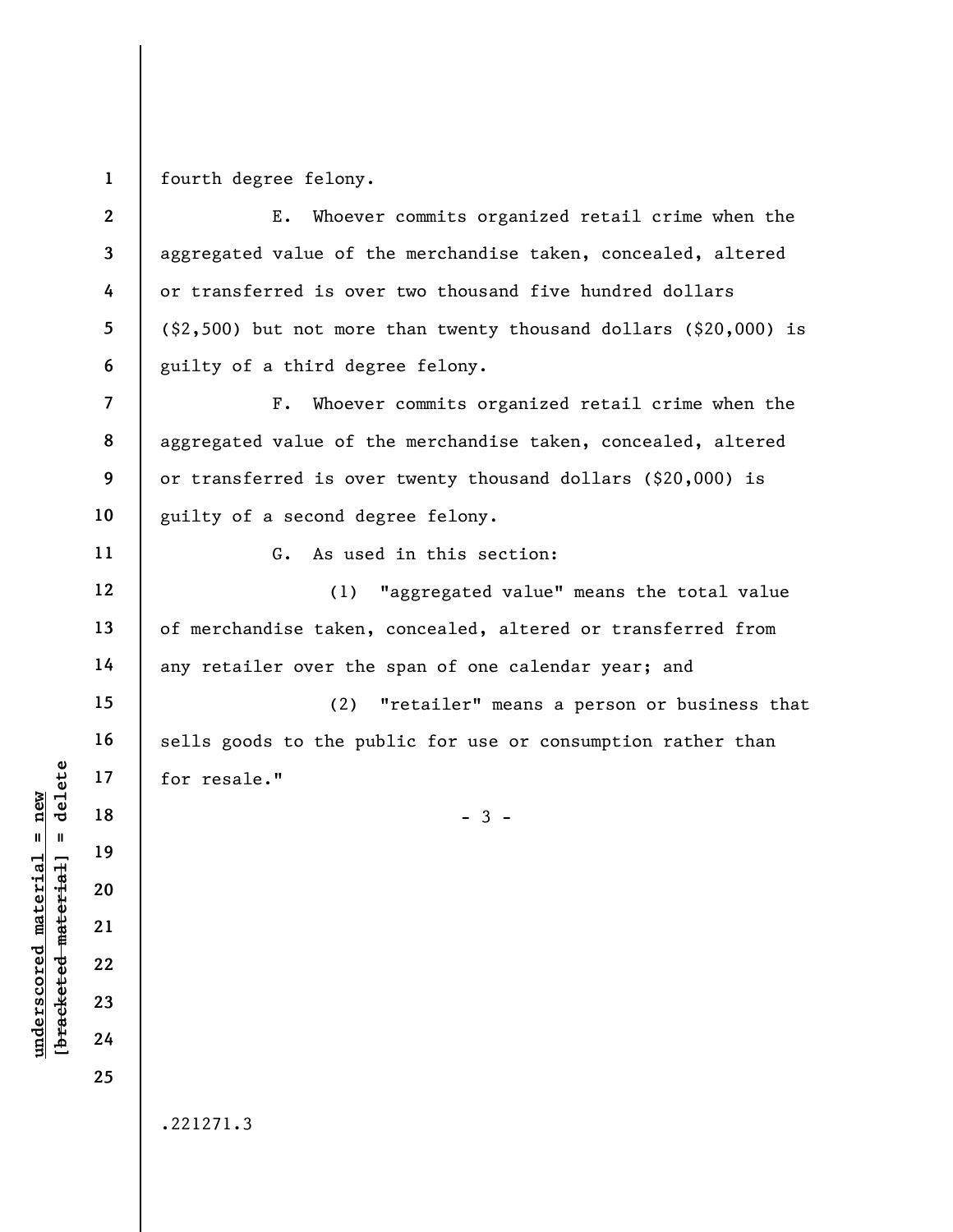fourth degree felony.

E. Whoever commits organized retail crime when the aggregated value of the merchandise taken, concealed, altered or transferred is over two thousand five hundred dollars ($2,500) but not more than twenty thousand dollars ($20,000) is guilty of a third degree felony.

F. Whoever commits organized retail crime when the aggregated value of the merchandise taken, concealed, altered or transferred is over twenty thousand dollars ($20,000) is guilty of a second degree felony.

G. As used in this section:

(1) "aggregated value" means the total value of merchandise taken, concealed, altered or transferred from any retailer over the span of one calendar year; and

(2) "retailer" means a person or business that sells goods to the public for use or consumption rather than for resale."

.221271.3